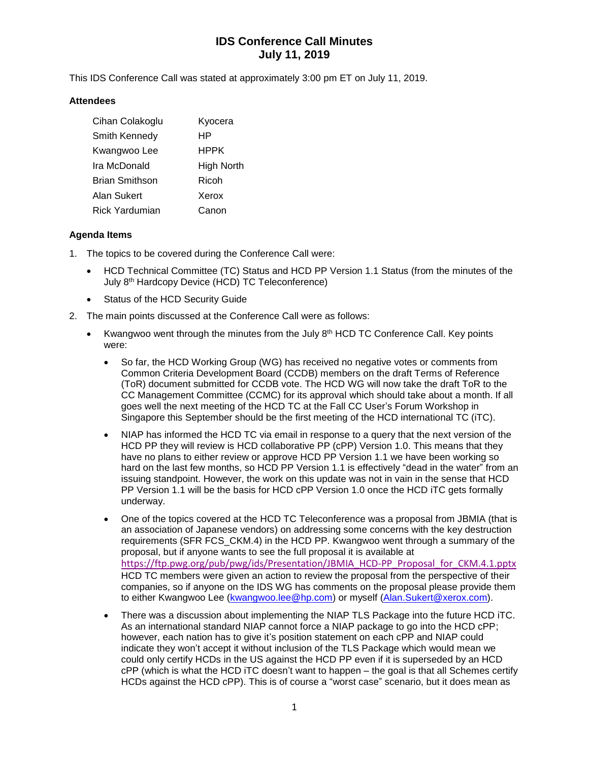# IDS Conference Call Minutes
# July 11, 2019

This IDS Conference Call was stated at approximately 3:00 pm ET on July 11, 2019.

### Attendees

| | |
|---|---|
| Cihan Colakoglu | Kyocera |
| Smith Kennedy | HP |
| Kwangwoo Lee | HPPK |
| Ira McDonald | High North |
| Brian Smithson | Ricoh |
| Alan Sukert | Xerox |
| Rick Yardumian | Canon |

### Agenda Items

1. The topics to be covered during the Conference Call were:
   - HCD Technical Committee (TC) Status and HCD PP Version 1.1 Status (from the minutes of the July 8th Hardcopy Device (HCD) TC Teleconference)
   - Status of the HCD Security Guide
2. The main points discussed at the Conference Call were as follows:
   - Kwangwoo went through the minutes from the July 8th HCD TC Conference Call. Key points were:
     - So far, the HCD Working Group (WG) has received no negative votes or comments from Common Criteria Development Board (CCDB) members on the draft Terms of Reference (ToR) document submitted for CCDB vote. The HCD WG will now take the draft ToR to the CC Management Committee (CCMC) for its approval which should take about a month. If all goes well the next meeting of the HCD TC at the Fall CC User's Forum Workshop in Singapore this September should be the first meeting of the HCD international TC (iTC).
     - NIAP has informed the HCD TC via email in response to a query that the next version of the HCD PP they will review is HCD collaborative PP (cPP) Version 1.0. This means that they have no plans to either review or approve HCD PP Version 1.1 we have been working so hard on the last few months, so HCD PP Version 1.1 is effectively "dead in the water" from an issuing standpoint. However, the work on this update was not in vain in the sense that HCD PP Version 1.1 will be the basis for HCD cPP Version 1.0 once the HCD iTC gets formally underway.
     - One of the topics covered at the HCD TC Teleconference was a proposal from JBMIA (that is an association of Japanese vendors) on addressing some concerns with the key destruction requirements (SFR FCS_CKM.4) in the HCD PP. Kwangwoo went through a summary of the proposal, but if anyone wants to see the full proposal it is available at https://ftp.pwg.org/pub/pwg/ids/Presentation/JBMIA_HCD-PP_Proposal_for_CKM.4.1.pptx HCD TC members were given an action to review the proposal from the perspective of their companies, so if anyone on the IDS WG has comments on the proposal please provide them to either Kwangwoo Lee (kwangwoo.lee@hp.com) or myself (Alan.Sukert@xerox.com).
     - There was a discussion about implementing the NIAP TLS Package into the future HCD iTC. As an international standard NIAP cannot force a NIAP package to go into the HCD cPP; however, each nation has to give it's position statement on each cPP and NIAP could indicate they won't accept it without inclusion of the TLS Package which would mean we could only certify HCDs in the US against the HCD PP even if it is superseded by an HCD cPP (which is what the HCD iTC doesn't want to happen – the goal is that all Schemes certify HCDs against the HCD cPP). This is of course a "worst case" scenario, but it does mean as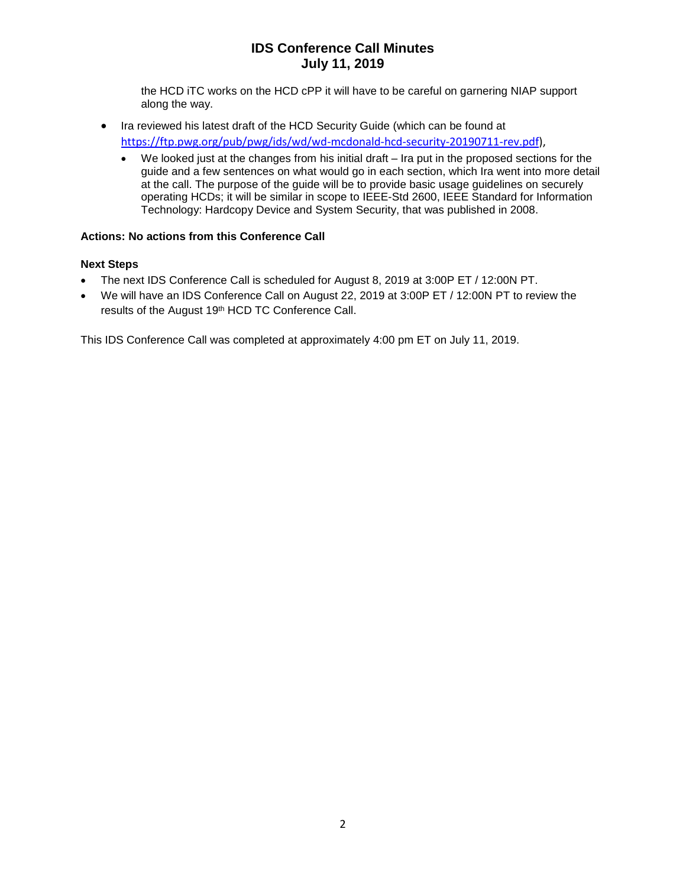the HCD iTC works on the HCD cPP it will have to be careful on garnering NIAP support along the way.

- Ira reviewed his latest draft of the HCD Security Guide (which can be found at https://ftp.pwg.org/pub/pwg/ids/wd/wd-mcdonald-hcd-security-20190711-rev.pdf),
  - We looked just at the changes from his initial draft – Ira put in the proposed sections for the guide and a few sentences on what would go in each section, which Ira went into more detail at the call. The purpose of the guide will be to provide basic usage guidelines on securely operating HCDs; it will be similar in scope to IEEE-Std 2600, IEEE Standard for Information Technology: Hardcopy Device and System Security, that was published in 2008.

**Actions: No actions from this Conference Call**

**Next Steps**

- The next IDS Conference Call is scheduled for August 8, 2019 at 3:00P ET / 12:00N PT.
- We will have an IDS Conference Call on August 22, 2019 at 3:00P ET / 12:00N PT to review the results of the August 19th HCD TC Conference Call.

This IDS Conference Call was completed at approximately 4:00 pm ET on July 11, 2019.